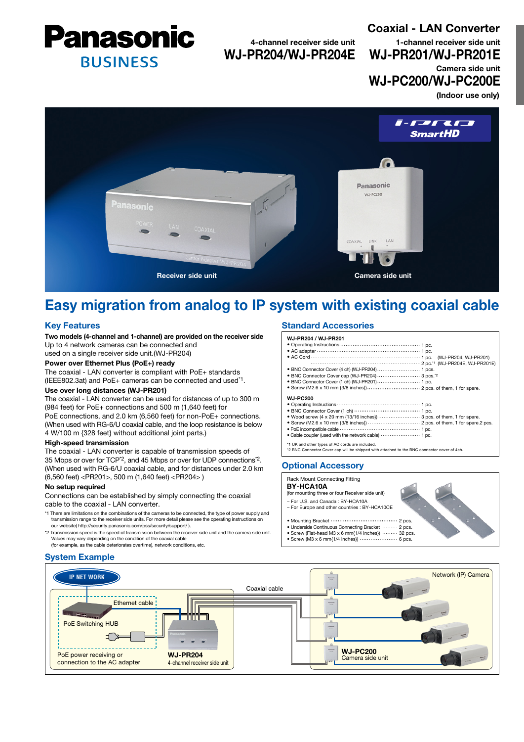# Panasonic BUSINESS

## Coaxial - LAN Converter

4-channel receiver side unit
**WJ-PR204/WJ-PR204E**

1-channel receiver side unit
**WJ-PR201/WJ-PR201E**

Camera side unit
**WJ-PC200/WJ-PC200E**

**(Indoor use only)**

i-PRO SmartHD

Receiver side unit

Camera side unit

## Easy migration from analog to IP system with existing coaxial cable

### Key Features

**Two models (4-channel and 1-channel) are provided on the receiver side**
Up to 4 network cameras can be connected and used on a single receiver side unit.(WJ-PR204)

**Power over Ethernet Plus (PoE+) ready**
The coaxial - LAN converter is compliant with PoE+ standards (IEEE802.3at) and PoE+ cameras can be connected and used[*1].

**Use over long distances (WJ-PR201)**
The coaxial - LAN converter can be used for distances of up to 300 m (984 feet) for PoE+ connections and 500 m (1,640 feet) for PoE connections, and 2.0 km (6,560 feet) for non-PoE+ connections. (When used with RG-6/U coaxial cable, and the loop resistance is below 4 W/100 m {328 feet} without additional joint parts.)

**High-speed transmission**
The coaxial - LAN converter is capable of transmission speeds of 35 Mbps or over for TCP[*2], and 45 Mbps or over for UDP connections[*2]. (When used with RG-6/U coaxial cable, and for distances under 2.0 km (6,560 feet) <PR201>, 500 m (1,640 feet) <PR204> )

**No setup required**
Connections can be established by simply connecting the coaxial cable to the coaxial - LAN converter.

*1 There are limitations on the combinations of the cameras to be connected, the type of power supply and transmission range to the receiver side units. For more detail please see the operating instructions on our website( http://security.panasonic.com/pss/security/support/ ).

*2 Transmission speed is the speed of transmission between the receiver side unit and the camera side unit. Values may vary depending on the condition of the coaxial cable (for example, as the cable deteriorates overtime), network conditions, etc.

### Standard Accessories

**WJ-PR204 / WJ-PR201**
- Operating Instructions ............ 1 pc.
- AC adapter ............ 1 pc.
- AC Cord ............ 1 pc. (WJ-PR204, WJ-PR201)
  ............ 2 pc.[*1] (WJ-PR204E, WJ-PR201E)
- BNC Connector Cover (4 ch) (WJ-PR204) ............ 1 pcs.
- BNC Connector Cover cap (WJ-PR204) ............ 3 pcs.[*2]
- BNC Connector Cover (1 ch) (WJ-PR201) ............ 1 pc.
- Screw (M2.6 x 10 mm {3/8 inches}) ............ 2 pcs. of them, 1 for spare.

**WJ-PC200**
- Operating Instructions ............ 1 pc.
- BNC Connector Cover (1 ch) ............ 1 pc.
- Wood screw (4 x 20 mm {13/16 inches}) ............ 3 pcs. of them, 1 for spare.
- Screw (M2.6 x 10 mm {3/8 inches}) ............ 2 pcs. of them, 1 for spare.2 pcs.
- PoE incompatible cable ............ 1 pc.
- Cable coupler (used with the network cable) ............ 1 pc.

*1 UK and other types of AC cords are included.
*2 BNC Connector Cover cap will be shipped with attached to the BNC connector cover of 4ch.

### Optional Accessory

Rack Mount Connecting Fitting
**BY-HCA10A**
(for mounting three or four Receiver side unit)
– For U.S. and Canada : BY-HCA10A
– For Europe and other countries : BY-HCA10CE

- Mounting Bracket ............ 2 pcs.
- Underside Continuous Connecting Bracket ............ 2 pcs.
- Screw (Flat-head M3 x 6 mm{1/4 inches}) ............ 32 pcs.
- Screw (M3 x 6 mm{1/4 inches}) ............ 6 pcs.

### System Example

IP NET WORK

Ethernet cable

PoE Switching HUB

PoE power receiving or connection to the AC adapter

**WJ-PR204**
4-channel receiver side unit

Coaxial cable

Network (IP) Camera

**WJ-PC200**
Camera side unit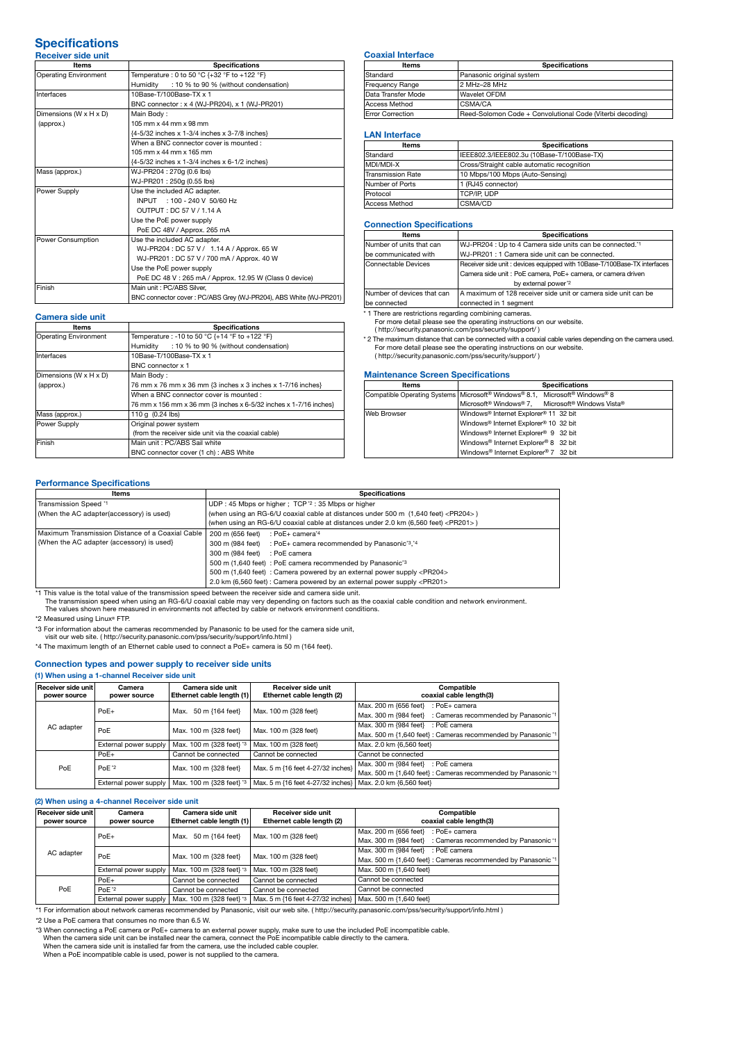# Specifications

## Receiver side unit

| Items | Specifications |
|---|---|
| Operating Environment | Temperature : 0 to 50 °C {+32 °F to +122 °F} |
| | Humidity : 10 % to 90 % (without condensation) |
| Interfaces | 10Base-T/100Base-TX x 1 |
| | BNC connector : x 4 (WJ-PR204), x 1 (WJ-PR201) |
| Dimensions (W x H x D) (approx.) | Main Body : 105 mm x 44 mm x 98 mm {4-5/32 inches x 1-3/4 inches x 3-7/8 inches} |
| | When a BNC connector cover is mounted : 105 mm x 44 mm x 165 mm {4-5/32 inches x 1-3/4 inches x 6-1/2 inches} |
| Mass (approx.) | WJ-PR204 : 270g (0.6 lbs) |
| | WJ-PR201 : 250g (0.55 lbs) |
| Power Supply | Use the included AC adapter. INPUT : 100 - 240 V 50/60 Hz OUTPUT : DC 57 V / 1.14 A |
| | Use the PoE power supply PoE DC 48V / Approx. 265 mA |
| Power Consumption | Use the included AC adapter. WJ-PR204 : DC 57 V / 1.14 A / Approx. 65 W WJ-PR201 : DC 57 V / 700 mA / Approx. 40 W |
| | Use the PoE power supply PoE DC 48 V : 265 mA / Approx. 12.95 W (Class 0 device) |
| Finish | Main unit : PC/ABS Silver, |
| | BNC connector cover : PC/ABS Grey (WJ-PR204), ABS White (WJ-PR201) |

## Camera side unit

| Items | Specifications |
|---|---|
| Operating Environment | Temperature : -10 to 50 °C {+14 °F to +122 °F} |
| | Humidity : 10 % to 90 % (without condensation) |
| Interfaces | 10Base-T/100Base-TX x 1 |
| | BNC connector x 1 |
| Dimensions (W x H x D) (approx.) | Main Body : 76 mm x 76 mm x 36 mm {3 inches x 3 inches x 1-7/16 inches} |
| | When a BNC connector cover is mounted : 76 mm x 156 mm x 36 mm {3 inches x 6-5/32 inches x 1-7/16 inches} |
| Mass (approx.) | 110 g (0.24 lbs) |
| Power Supply | Original power system (from the receiver side unit via the coaxial cable) |
| Finish | Main unit : PC/ABS Sail white |
| | BNC connector cover (1 ch) : ABS White |

## Coaxial Interface

| Items | Specifications |
|---|---|
| Standard | Panasonic original system |
| Frequency Range | 2 MHz–28 MHz |
| Data Transfer Mode | Wavelet OFDM |
| Access Method | CSMA/CA |
| Error Correction | Reed-Solomon Code + Convolutional Code (Viterbi decoding) |

## LAN Interface

| Items | Specifications |
|---|---|
| Standard | IEEE802.3/IEEE802.3u (10Base-T/100Base-TX) |
| MDI/MDI-X | Cross/Straight cable automatic recognition |
| Transmission Rate | 10 Mbps/100 Mbps (Auto-Sensing) |
| Number of Ports | 1 (RJ45 connector) |
| Protocol | TCP/IP, UDP |
| Access Method | CSMA/CD |

## Connection Specifications

| Items | Specifications |
|---|---|
| Number of units that can be communicated with | WJ-PR204 : Up to 4 Camera side units can be connected.*1 |
| | WJ-PR201 : 1 Camera side unit can be connected. |
| Connectable Devices | Receiver side unit : devices equipped with 10Base-T/100Base-TX interfaces |
| | Camera side unit : PoE camera, PoE+ camera, or camera driven by external power*2 |
| Number of devices that can be connected | A maximum of 128 receiver side unit or camera side unit can be connected in 1 segment |

*1 There are restrictions regarding combining cameras.
For more detail please see the operating instructions on our website.
( http://security.panasonic.com/pss/security/support/ )

*2 The maximum distance that can be connected with a coaxial cable varies depending on the camera used.
For more detail please see the operating instructions on our website.
( http://security.panasonic.com/pss/security/support/ )

## Maintenance Screen Specifications

| Items | Specifications |
|---|---|
| Compatible Operating Systems | Microsoft® Windows® 8.1, Microsoft® Windows® 8 |
| | Microsoft® Windows® 7, Microsoft® Windows Vista® |
| Web Browser | Windows® Internet Explorer® 11 32 bit |
| | Windows® Internet Explorer® 10 32 bit |
| | Windows® Internet Explorer® 9 32 bit |
| | Windows® Internet Explorer® 8 32 bit |
| | Windows® Internet Explorer® 7 32 bit |

## Performance Specifications

| Items | Specifications |
|---|---|
| Transmission Speed *1 (When the AC adapter(accessory) is used) | UDP : 45 Mbps or higher ; TCP *2 : 35 Mbps or higher |
| | (when using an RG-6/U coaxial cable at distances under 500 m {1,640 feet} <PR204> ) |
| | (when using an RG-6/U coaxial cable at distances under 2.0 km {6,560 feet} <PR201> ) |
| Maximum Transmission Distance of a Coaxial Cable (When the AC adapter (accessory) is used) | 200 m {656 feet} : PoE+ camera*4 |
| | 300 m {984 feet} : PoE+ camera recommended by Panasonic*3,*4 |
| | 300 m {984 feet} : PoE camera |
| | 500 m {1,640 feet} : PoE camera recommended by Panasonic*3 |
| | 500 m {1,640 feet} : Camera powered by an external power supply <PR204> |
| | 2.0 km {6,560 feet} : Camera powered by an external power supply <PR201> |

*1 This value is the total value of the transmission speed between the receiver side and camera side unit.
The transmission speed when using an RG-6/U coaxial cable may very depending on factors such as the coaxial cable condition and network environment.
The values shown here measured in environments not affected by cable or network environment conditions.

*2 Measured using Linux® FTP.

*3 For information about the cameras recommended by Panasonic to be used for the camera side unit,
visit our web site. ( http://security.panasonic.com/pss/security/support/info.html )

*4 The maximum length of an Ethernet cable used to connect a PoE+ camera is 50 m (164 feet).

## Connection types and power supply to receiver side units

### (1) When using a 1-channel Receiver side unit

| Receiver side unit power source | Camera power source | Camera side unit Ethernet cable length (1) | Receiver side unit Ethernet cable length (2) | Compatible coaxial cable length(3) |
|---|---|---|---|---|
| AC adapter | PoE+ | Max. 50 m {164 feet} | Max. 100 m {328 feet} | Max. 200 m {656 feet} : PoE+ camera<br>Max. 300 m {984 feet} : Cameras recommended by Panasonic *1 |
| | PoE | Max. 100 m {328 feet} | Max. 100 m {328 feet} | Max. 300 m {984 feet} : PoE camera<br>Max. 500 m {1,640 feet} : Cameras recommended by Panasonic *1 |
| | External power supply | Max. 100 m {328 feet} *3 | Max. 100 m {328 feet} | Max. 2.0 km {6,560 feet} |
| PoE | PoE+ | Cannot be connected | Cannot be connected | Cannot be connected |
| | PoE *2 | Max. 100 m {328 feet} | Max. 5 m {16 feet 4-27/32 inches} | Max. 300 m {984 feet} : PoE camera<br>Max. 500 m {1,640 feet} : Cameras recommended by Panasonic *1 |
| | External power supply | Max. 100 m {328 feet} *3 | Max. 5 m {16 feet 4-27/32 inches} | Max. 2.0 km {6,560 feet} |

### (2) When using a 4-channel Receiver side unit

| Receiver side unit power source | Camera power source | Camera side unit Ethernet cable length (1) | Receiver side unit Ethernet cable length (2) | Compatible coaxial cable length(3) |
|---|---|---|---|---|
| AC adapter | PoE+ | Max. 50 m {164 feet} | Max. 100 m {328 feet} | Max. 200 m {656 feet} : PoE+ camera<br>Max. 300 m {984 feet} : Cameras recommended by Panasonic *1 |
| | PoE | Max. 100 m {328 feet} | Max. 100 m {328 feet} | Max. 300 m {984 feet} : PoE camera<br>Max. 500 m {1,640 feet} : Cameras recommended by Panasonic *1 |
| | External power supply | Max. 100 m {328 feet} *3 | Max. 100 m {328 feet} | Max. 500 m {1,640 feet} |
| PoE | PoE+ | Cannot be connected | Cannot be connected | Cannot be connected |
| | PoE *2 | Cannot be connected | Cannot be connected | Cannot be connected |
| | External power supply | Max. 100 m {328 feet} *3 | Max. 5 m {16 feet 4-27/32 inches} | Max. 500 m {1,640 feet} |

*1 For information about network cameras recommended by Panasonic, visit our web site. ( http://security.panasonic.com/pss/security/support/info.html )

*2 Use a PoE camera that consumes no more than 6.5 W.

*3 When connecting a PoE camera or PoE+ camera to an external power supply, make sure to use the included PoE incompatible cable.
When the camera side unit can be installed near the camera, connect the PoE incompatible cable directly to the camera.
When the camera side unit is installed far from the camera, use the included cable coupler.
When a PoE incompatible cable is used, power is not supplied to the camera.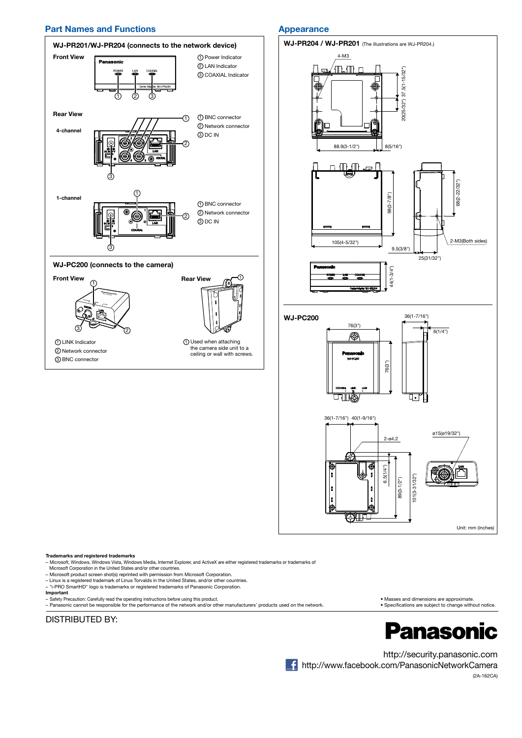## Part Names and Functions

### WJ-PR201/WJ-PR204 (connects to the network device)

**Front View**

Panasonic

POWER LAN COAXIAL

Center Adapter WJ-PR204

① Power Indicator
② LAN Indicator
③ COAXIAL Indicator

**Rear View**

**4-channel**

① BNC connector
② Network connector
③ DC IN

**1-channel**

① BNC connector
② Network connector
③ DC IN

### WJ-PC200 (connects to the camera)

**Front View**

① LINK Indicator
② Network connector
③ BNC connector

**Rear View**

① Used when attaching the camera side unit to a ceiling or wall with screws.

## Appearance

**WJ-PR204 / WJ-PR201** (The illustrations are WJ-PR204.)

4-M3

37.5(1-15/32")

20(25/32")

88.9(3-1/2")

8(5/16")

98(3-7/8")

68(2-22/32")

105(4-5/32")

2-M3(Both sides)

9.5(3/8")

25(31/32")

44(1-3/4")

**WJ-PC200**

76(3")

36(1-7/16")

6(1/4")

76(3")

36(1-7/16") 40(1-9/16")

2-ø4.2

ø15(ø19/32")

6.5(1/4")

89(3-1/2")

101(3-31/32")

Unit: mm (inches)

**Trademarks and registered trademarks**

- Microsoft, Windows, Windows Vista, Windows Media, Internet Explorer, and ActiveX are either registered trademarks or trademarks of Microsoft Corporation in the United States and/or other countries.
- Microsoft product screen shot(s) reprinted with permission from Microsoft Corporation.
- Linux is a registered trademark of Linus Torvalds in the United States, and/or other countries.
- "i-PRO SmartHD" logo is trademarks or registered trademarks of Panasonic Corporation.

**Important**

- Safety Precaution: Carefully read the operating instructions before using this product.
- Panasonic cannot be responsible for the performance of the network and/or other manufacturers' products used on the network.

• Masses and dimensions are approximate.
• Specifications are subject to change without notice.

DISTRIBUTED BY:

Panasonic

http://security.panasonic.com

http://www.facebook.com/PanasonicNetworkCamera

(2A-162CA)